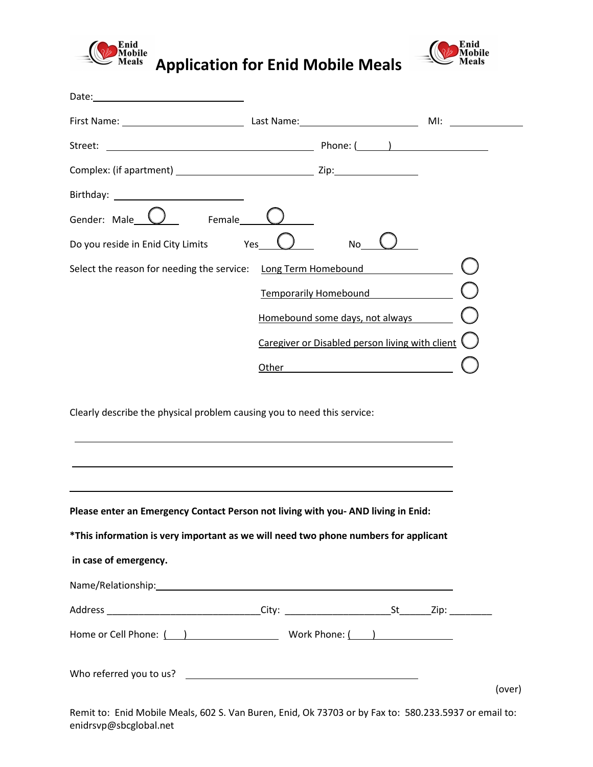# Application for Enid Mobile Meals

Date: ______________________

First Name: ____________________ Last Name: ____________________ MI: ____________

Street: ____________________________________ Phone: (______) ________________

Complex: (if apartment) ______________________ Zip: ______________

Birthday: ______________________

Gender: Male ◯ Female ◯

Do you reside in Enid City Limits Yes ◯ No ◯

Select the reason for needing the service:

- Long Term Homebound ◯
- Temporarily Homebound ◯
- Homebound some days, not always ◯
- Caregiver or Disabled person living with client ◯
- Other ______________________ ◯

Clearly describe the physical problem causing you to need this service:

______________________________________________________________________

______________________________________________________________________

______________________________________________________________________

**Please enter an Emergency Contact Person not living with you- AND living in Enid:**

**\*This information is very important as we will need two phone numbers for applicant in case of emergency.**

Name/Relationship: ____________________________________________________

Address _____________________________City: ____________________St______Zip: ________

Home or Cell Phone: ( ) ________________ Work Phone: ( ) ______________

Who referred you to us? ____________________________________________

(over)

Remit to: Enid Mobile Meals, 602 S. Van Buren, Enid, Ok 73703 or by Fax to: 580.233.5937 or email to: enidrsvp@sbcglobal.net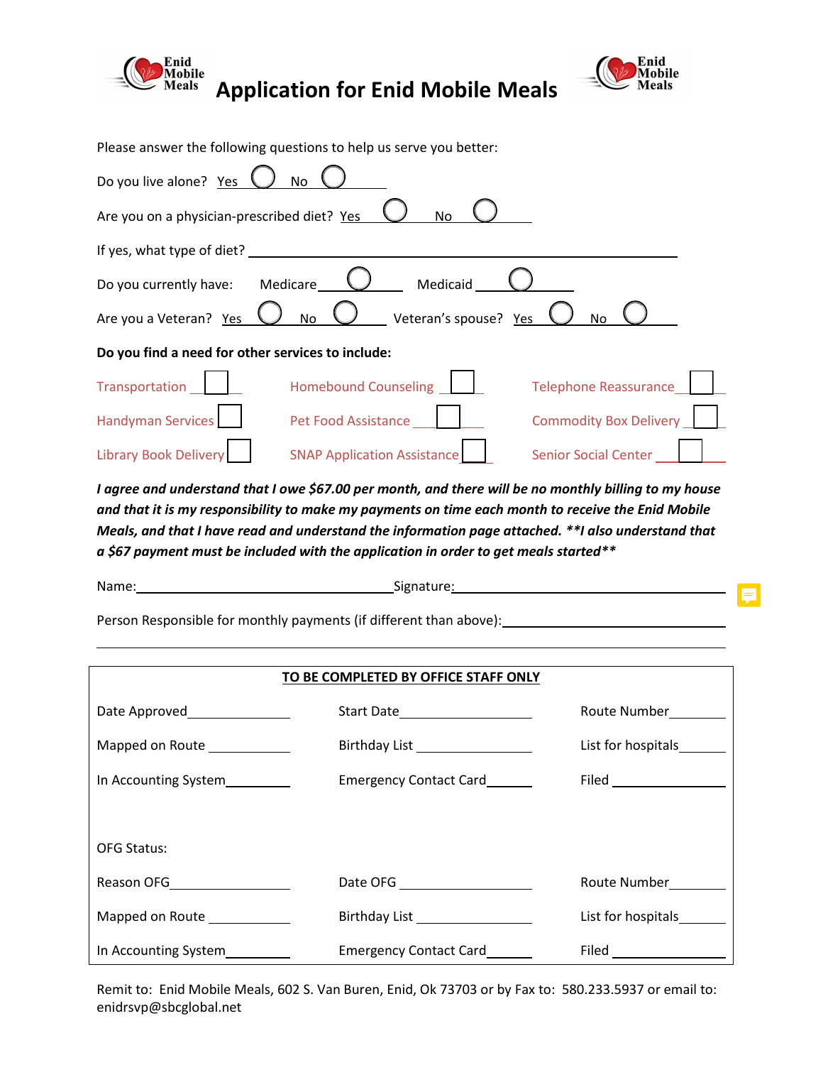# Application for Enid Mobile Meals

Please answer the following questions to help us serve you better:

Do you live alone? Yes ◯ No ◯

Are you on a physician-prescribed diet? Yes ◯ No ◯

If yes, what type of diet? ______________________________

Do you currently have: Medicare ◯ Medicaid ◯

Are you a Veteran? Yes ◯ No ◯ Veteran's spouse? Yes ◯ No ◯

**Do you find a need for other services to include:**

| | | |
|---|---|---|
| Transportation ☐ | Homebound Counseling ☐ | Telephone Reassurance ☐ |
| Handyman Services ☐ | Pet Food Assistance ☐ | Commodity Box Delivery ☐ |
| Library Book Delivery ☐ | SNAP Application Assistance ☐ | Senior Social Center ☐ |

***I agree and understand that I owe $67.00 per month, and there will be no monthly billing to my house and that it is my responsibility to make my payments on time each month to receive the Enid Mobile Meals, and that I have read and understand the information page attached. **I also understand that a $67 payment must be included with the application in order to get meals started*****

Name: ______________________ Signature: ______________________

Person Responsible for monthly payments (if different than above): ______________________

______________________________________________

## TO BE COMPLETED BY OFFICE STAFF ONLY

| | | |
|---|---|---|
| Date Approved ________ | Start Date ________ | Route Number ________ |
| Mapped on Route ________ | Birthday List ________ | List for hospitals ________ |
| In Accounting System ________ | Emergency Contact Card ________ | Filed ________ |

OFG Status:

| | | |
|---|---|---|
| Reason OFG ________ | Date OFG ________ | Route Number ________ |
| Mapped on Route ________ | Birthday List ________ | List for hospitals ________ |
| In Accounting System ________ | Emergency Contact Card ________ | Filed ________ |

Remit to: Enid Mobile Meals, 602 S. Van Buren, Enid, Ok 73703 or by Fax to: 580.233.5937 or email to: enidrsvp@sbcglobal.net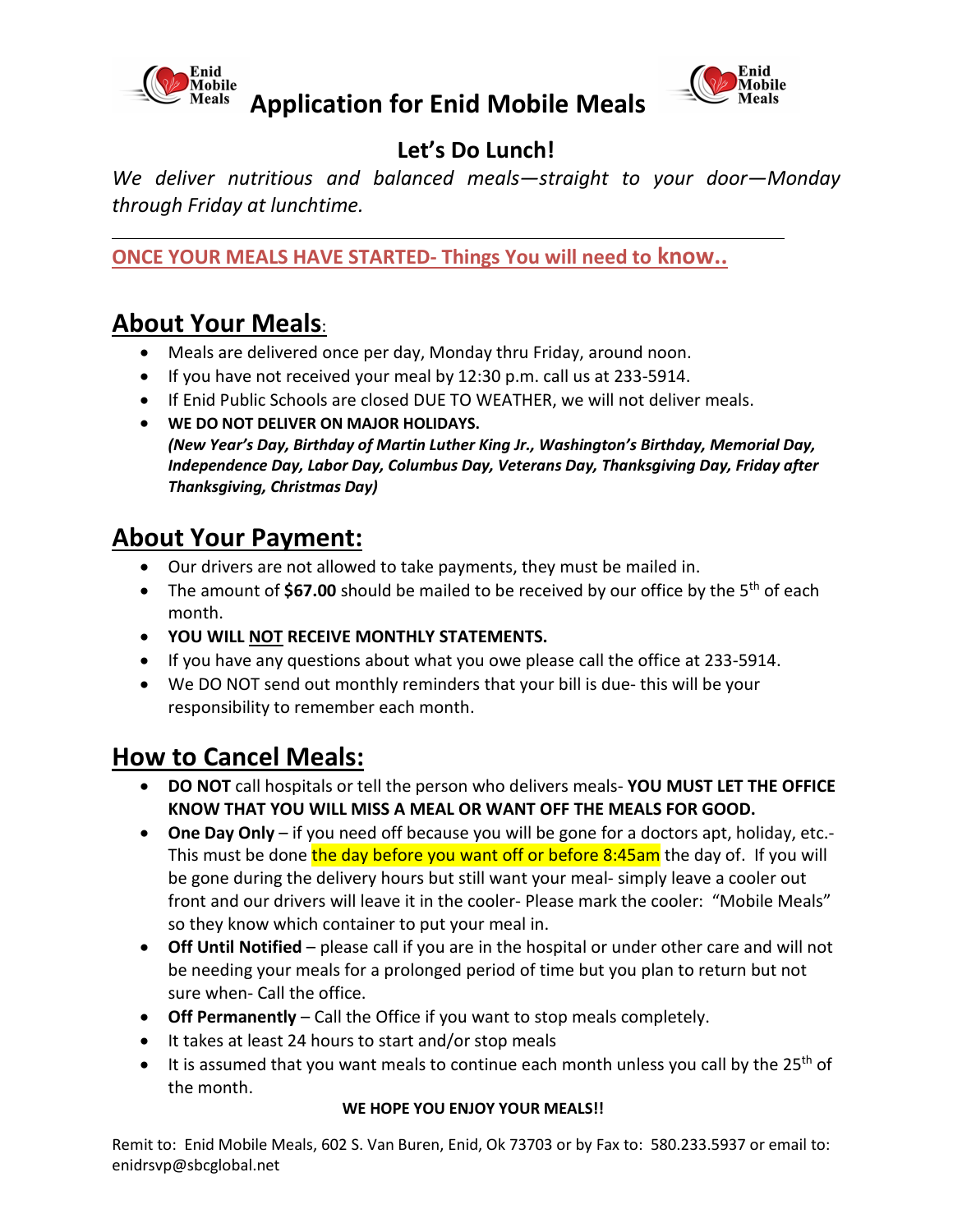# Application for Enid Mobile Meals

## Let's Do Lunch!

*We deliver nutritious and balanced meals—straight to your door—Monday through Friday at lunchtime.*

---

**ONCE YOUR MEALS HAVE STARTED- Things You will need to know..**

## About Your Meals:

- Meals are delivered once per day, Monday thru Friday, around noon.
- If you have not received your meal by 12:30 p.m. call us at 233-5914.
- If Enid Public Schools are closed DUE TO WEATHER, we will not deliver meals.
- **WE DO NOT DELIVER ON MAJOR HOLIDAYS.**
  ***(New Year's Day, Birthday of Martin Luther King Jr., Washington's Birthday, Memorial Day, Independence Day, Labor Day, Columbus Day, Veterans Day, Thanksgiving Day, Friday after Thanksgiving, Christmas Day)***

## About Your Payment:

- Our drivers are not allowed to take payments, they must be mailed in.
- The amount of **$67.00** should be mailed to be received by our office by the 5th of each month.
- **YOU WILL NOT RECEIVE MONTHLY STATEMENTS.**
- If you have any questions about what you owe please call the office at 233-5914.
- We DO NOT send out monthly reminders that your bill is due- this will be your responsibility to remember each month.

## How to Cancel Meals:

- **DO NOT** call hospitals or tell the person who delivers meals- **YOU MUST LET THE OFFICE KNOW THAT YOU WILL MISS A MEAL OR WANT OFF THE MEALS FOR GOOD.**
- **One Day Only** – if you need off because you will be gone for a doctors apt, holiday, etc.- This must be done the day before you want off or before 8:45am the day of. If you will be gone during the delivery hours but still want your meal- simply leave a cooler out front and our drivers will leave it in the cooler- Please mark the cooler: "Mobile Meals" so they know which container to put your meal in.
- **Off Until Notified** – please call if you are in the hospital or under other care and will not be needing your meals for a prolonged period of time but you plan to return but not sure when- Call the office.
- **Off Permanently** – Call the Office if you want to stop meals completely.
- It takes at least 24 hours to start and/or stop meals
- It is assumed that you want meals to continue each month unless you call by the 25th of the month.

**WE HOPE YOU ENJOY YOUR MEALS!!**

Remit to: Enid Mobile Meals, 602 S. Van Buren, Enid, Ok 73703 or by Fax to: 580.233.5937 or email to: enidrsvp@sbcglobal.net